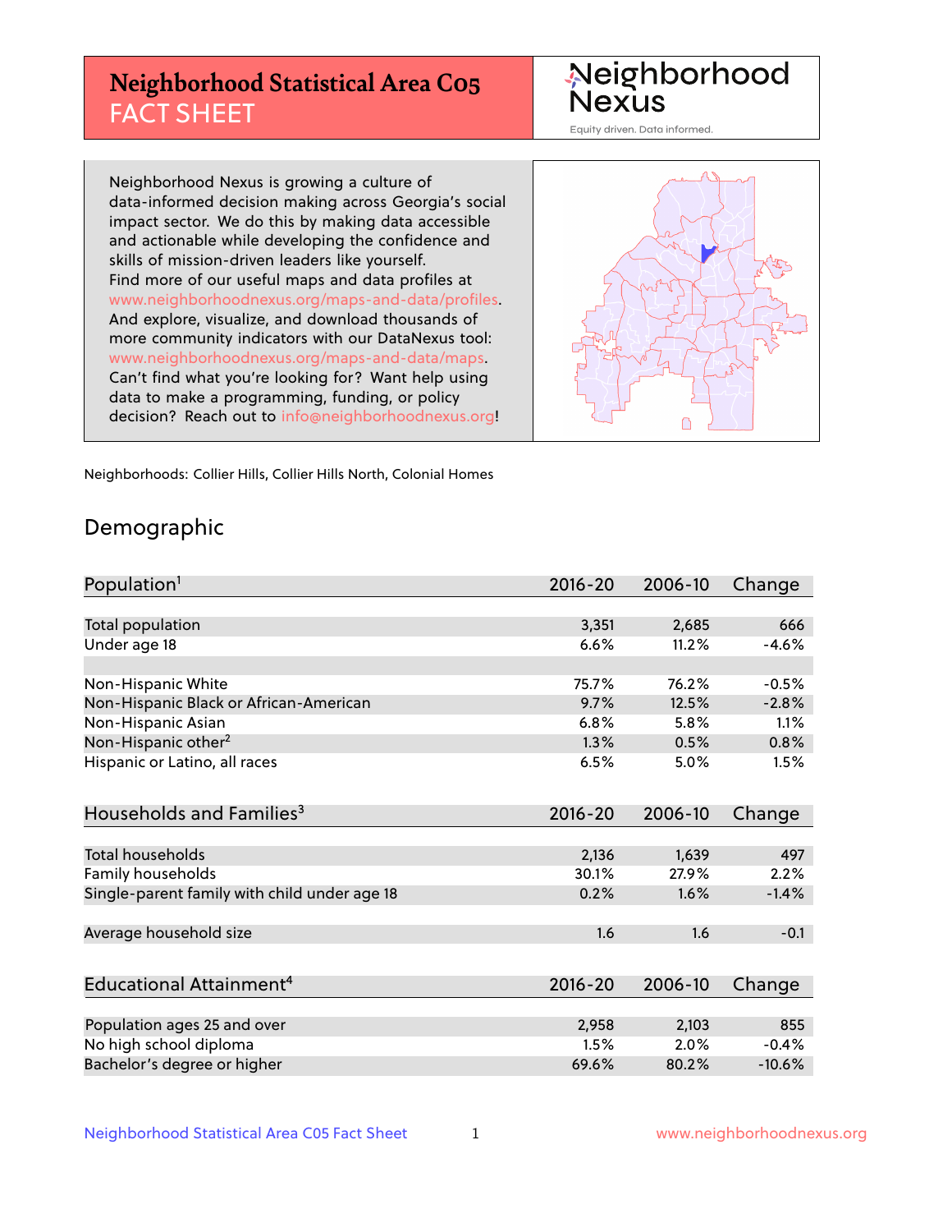# Neighborhood Statistical Area C05 FACT SHEET

Neighborhood Nexus
Equity driven. Data informed.

Neighborhood Nexus is growing a culture of data-informed decision making across Georgia's social impact sector. We do this by making data accessible and actionable while developing the confidence and skills of mission-driven leaders like yourself. Find more of our useful maps and data profiles at www.neighborhoodnexus.org/maps-and-data/profiles. And explore, visualize, and download thousands of more community indicators with our DataNexus tool: www.neighborhoodnexus.org/maps-and-data/maps. Can't find what you're looking for? Want help using data to make a programming, funding, or policy decision? Reach out to info@neighborhoodnexus.org!

Neighborhoods: Collier Hills, Collier Hills North, Colonial Homes

## Demographic

| Population[1] | 2016-20 | 2006-10 | Change |
|---|---|---|---|
| Total population | 3,351 | 2,685 | 666 |
| Under age 18 | 6.6% | 11.2% | -4.6% |
| | | | |
| Non-Hispanic White | 75.7% | 76.2% | -0.5% |
| Non-Hispanic Black or African-American | 9.7% | 12.5% | -2.8% |
| Non-Hispanic Asian | 6.8% | 5.8% | 1.1% |
| Non-Hispanic other[2] | 1.3% | 0.5% | 0.8% |
| Hispanic or Latino, all races | 6.5% | 5.0% | 1.5% |

| Households and Families[3] | 2016-20 | 2006-10 | Change |
|---|---|---|---|
| Total households | 2,136 | 1,639 | 497 |
| Family households | 30.1% | 27.9% | 2.2% |
| Single-parent family with child under age 18 | 0.2% | 1.6% | -1.4% |
| | | | |
| Average household size | 1.6 | 1.6 | -0.1 |

| Educational Attainment[4] | 2016-20 | 2006-10 | Change |
|---|---|---|---|
| Population ages 25 and over | 2,958 | 2,103 | 855 |
| No high school diploma | 1.5% | 2.0% | -0.4% |
| Bachelor's degree or higher | 69.6% | 80.2% | -10.6% |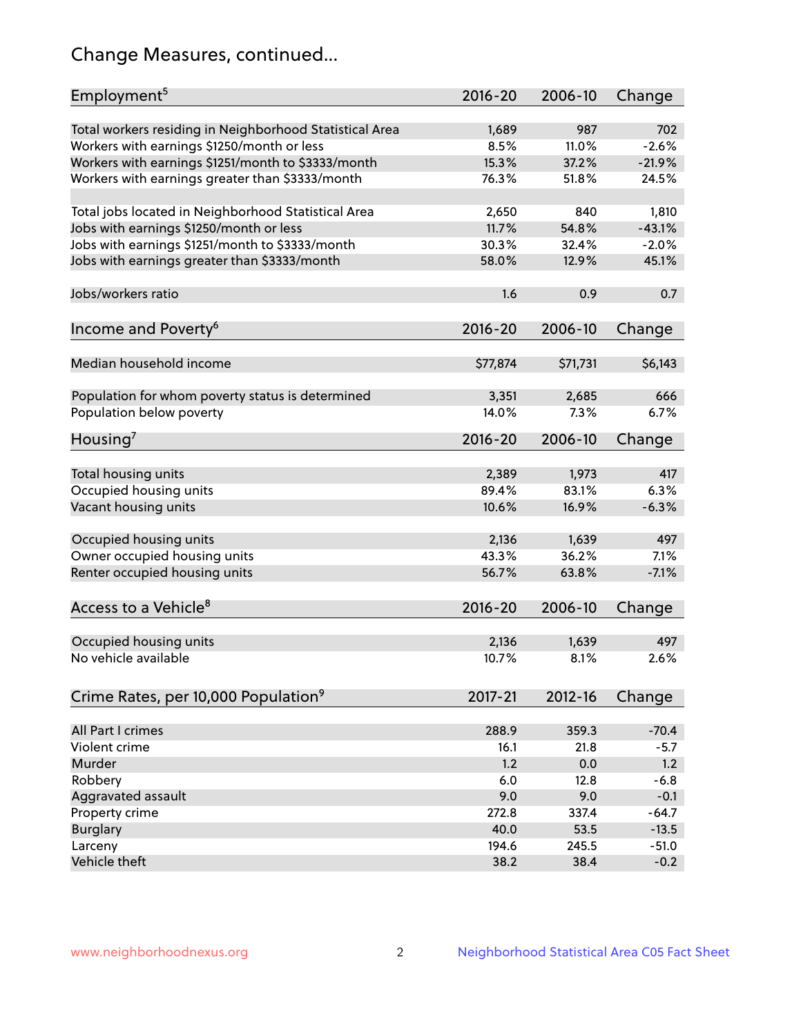# Change Measures, continued...

| Employment[5] | 2016-20 | 2006-10 | Change |
|---|---|---|---|
| Total workers residing in Neighborhood Statistical Area | 1,689 | 987 | 702 |
| Workers with earnings $1250/month or less | 8.5% | 11.0% | -2.6% |
| Workers with earnings $1251/month to $3333/month | 15.3% | 37.2% | -21.9% |
| Workers with earnings greater than $3333/month | 76.3% | 51.8% | 24.5% |
| | | | |
| Total jobs located in Neighborhood Statistical Area | 2,650 | 840 | 1,810 |
| Jobs with earnings $1250/month or less | 11.7% | 54.8% | -43.1% |
| Jobs with earnings $1251/month to $3333/month | 30.3% | 32.4% | -2.0% |
| Jobs with earnings greater than $3333/month | 58.0% | 12.9% | 45.1% |
| | | | |
| Jobs/workers ratio | 1.6 | 0.9 | 0.7 |

| Income and Poverty[6] | 2016-20 | 2006-10 | Change |
|---|---|---|---|
| Median household income | $77,874 | $71,731 | $6,143 |
| | | | |
| Population for whom poverty status is determined | 3,351 | 2,685 | 666 |
| Population below poverty | 14.0% | 7.3% | 6.7% |

| Housing[7] | 2016-20 | 2006-10 | Change |
|---|---|---|---|
| Total housing units | 2,389 | 1,973 | 417 |
| Occupied housing units | 89.4% | 83.1% | 6.3% |
| Vacant housing units | 10.6% | 16.9% | -6.3% |
| | | | |
| Occupied housing units | 2,136 | 1,639 | 497 |
| Owner occupied housing units | 43.3% | 36.2% | 7.1% |
| Renter occupied housing units | 56.7% | 63.8% | -7.1% |

| Access to a Vehicle[8] | 2016-20 | 2006-10 | Change |
|---|---|---|---|
| Occupied housing units | 2,136 | 1,639 | 497 |
| No vehicle available | 10.7% | 8.1% | 2.6% |

| Crime Rates, per 10,000 Population[9] | 2017-21 | 2012-16 | Change |
|---|---|---|---|
| All Part I crimes | 288.9 | 359.3 | -70.4 |
| Violent crime | 16.1 | 21.8 | -5.7 |
| Murder | 1.2 | 0.0 | 1.2 |
| Robbery | 6.0 | 12.8 | -6.8 |
| Aggravated assault | 9.0 | 9.0 | -0.1 |
| Property crime | 272.8 | 337.4 | -64.7 |
| Burglary | 40.0 | 53.5 | -13.5 |
| Larceny | 194.6 | 245.5 | -51.0 |
| Vehicle theft | 38.2 | 38.4 | -0.2 |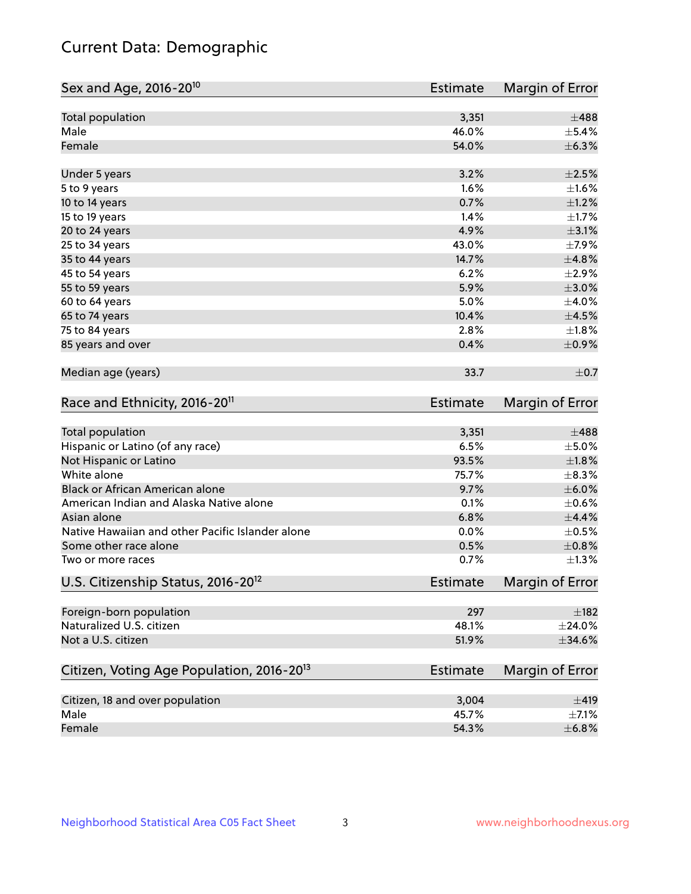# Current Data: Demographic

| Sex and Age, 2016-20[10] | Estimate | Margin of Error |
|---|---|---|
| Total population | 3,351 | ±488 |
| Male | 46.0% | ±5.4% |
| Female | 54.0% | ±6.3% |
| Under 5 years | 3.2% | ±2.5% |
| 5 to 9 years | 1.6% | ±1.6% |
| 10 to 14 years | 0.7% | ±1.2% |
| 15 to 19 years | 1.4% | ±1.7% |
| 20 to 24 years | 4.9% | ±3.1% |
| 25 to 34 years | 43.0% | ±7.9% |
| 35 to 44 years | 14.7% | ±4.8% |
| 45 to 54 years | 6.2% | ±2.9% |
| 55 to 59 years | 5.9% | ±3.0% |
| 60 to 64 years | 5.0% | ±4.0% |
| 65 to 74 years | 10.4% | ±4.5% |
| 75 to 84 years | 2.8% | ±1.8% |
| 85 years and over | 0.4% | ±0.9% |
| Median age (years) | 33.7 | ±0.7 |

| Race and Ethnicity, 2016-20[11] | Estimate | Margin of Error |
|---|---|---|
| Total population | 3,351 | ±488 |
| Hispanic or Latino (of any race) | 6.5% | ±5.0% |
| Not Hispanic or Latino | 93.5% | ±1.8% |
| White alone | 75.7% | ±8.3% |
| Black or African American alone | 9.7% | ±6.0% |
| American Indian and Alaska Native alone | 0.1% | ±0.6% |
| Asian alone | 6.8% | ±4.4% |
| Native Hawaiian and other Pacific Islander alone | 0.0% | ±0.5% |
| Some other race alone | 0.5% | ±0.8% |
| Two or more races | 0.7% | ±1.3% |

| U.S. Citizenship Status, 2016-20[12] | Estimate | Margin of Error |
|---|---|---|
| Foreign-born population | 297 | ±182 |
| Naturalized U.S. citizen | 48.1% | ±24.0% |
| Not a U.S. citizen | 51.9% | ±34.6% |

| Citizen, Voting Age Population, 2016-20[13] | Estimate | Margin of Error |
|---|---|---|
| Citizen, 18 and over population | 3,004 | ±419 |
| Male | 45.7% | ±7.1% |
| Female | 54.3% | ±6.8% |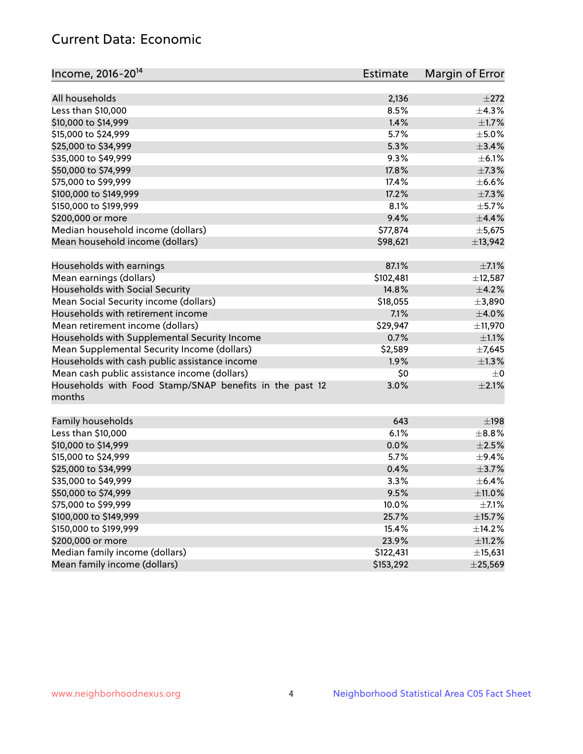## Current Data: Economic

| Income, 2016-20[14] | Estimate | Margin of Error |
|---|---|---|
| All households | 2,136 | ±272 |
| Less than $10,000 | 8.5% | ±4.3% |
| $10,000 to $14,999 | 1.4% | ±1.7% |
| $15,000 to $24,999 | 5.7% | ±5.0% |
| $25,000 to $34,999 | 5.3% | ±3.4% |
| $35,000 to $49,999 | 9.3% | ±6.1% |
| $50,000 to $74,999 | 17.8% | ±7.3% |
| $75,000 to $99,999 | 17.4% | ±6.6% |
| $100,000 to $149,999 | 17.2% | ±7.3% |
| $150,000 to $199,999 | 8.1% | ±5.7% |
| $200,000 or more | 9.4% | ±4.4% |
| Median household income (dollars) | $77,874 | ±5,675 |
| Mean household income (dollars) | $98,621 | ±13,942 |
| | | |
| Households with earnings | 87.1% | ±7.1% |
| Mean earnings (dollars) | $102,481 | ±12,587 |
| Households with Social Security | 14.8% | ±4.2% |
| Mean Social Security income (dollars) | $18,055 | ±3,890 |
| Households with retirement income | 7.1% | ±4.0% |
| Mean retirement income (dollars) | $29,947 | ±11,970 |
| Households with Supplemental Security Income | 0.7% | ±1.1% |
| Mean Supplemental Security Income (dollars) | $2,589 | ±7,645 |
| Households with cash public assistance income | 1.9% | ±1.3% |
| Mean cash public assistance income (dollars) | $0 | ±0 |
| Households with Food Stamp/SNAP benefits in the past 12 months | 3.0% | ±2.1% |
| | | |
| Family households | 643 | ±198 |
| Less than $10,000 | 6.1% | ±8.8% |
| $10,000 to $14,999 | 0.0% | ±2.5% |
| $15,000 to $24,999 | 5.7% | ±9.4% |
| $25,000 to $34,999 | 0.4% | ±3.7% |
| $35,000 to $49,999 | 3.3% | ±6.4% |
| $50,000 to $74,999 | 9.5% | ±11.0% |
| $75,000 to $99,999 | 10.0% | ±7.1% |
| $100,000 to $149,999 | 25.7% | ±15.7% |
| $150,000 to $199,999 | 15.4% | ±14.2% |
| $200,000 or more | 23.9% | ±11.2% |
| Median family income (dollars) | $122,431 | ±15,631 |
| Mean family income (dollars) | $153,292 | ±25,569 |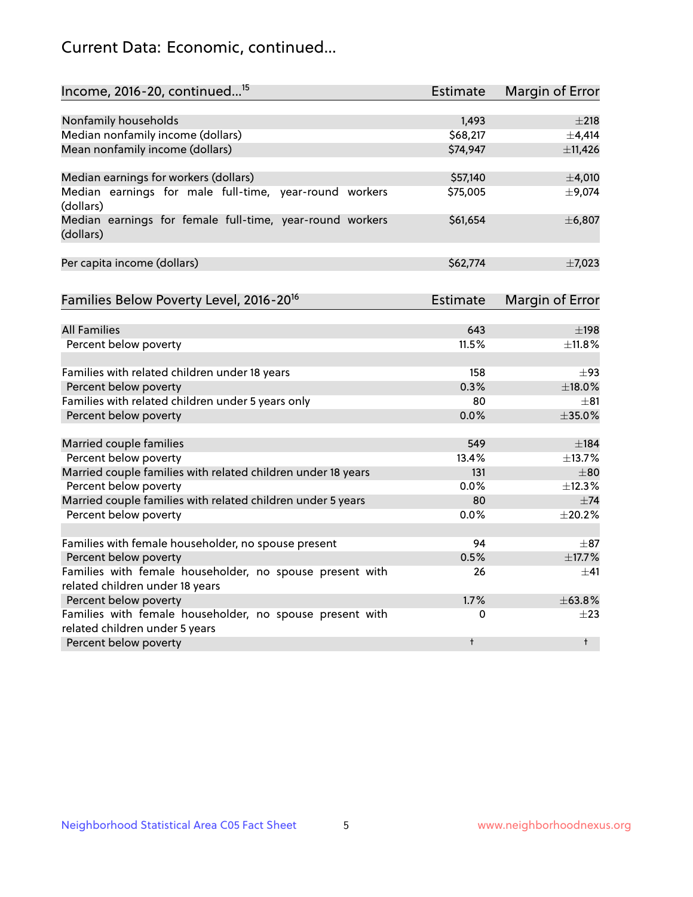# Current Data: Economic, continued...

| Income, 2016-20, continued...[15] | Estimate | Margin of Error |
|---|---|---|
| Nonfamily households | 1,493 | ±218 |
| Median nonfamily income (dollars) | $68,217 | ±4,414 |
| Mean nonfamily income (dollars) | $74,947 | ±11,426 |
| | | |
| Median earnings for workers (dollars) | $57,140 | ±4,010 |
| Median earnings for male full-time, year-round workers (dollars) | $75,005 | ±9,074 |
| Median earnings for female full-time, year-round workers (dollars) | $61,654 | ±6,807 |
| | | |
| Per capita income (dollars) | $62,774 | ±7,023 |

| Families Below Poverty Level, 2016-20[16] | Estimate | Margin of Error |
|---|---|---|
| All Families | 643 | ±198 |
| Percent below poverty | 11.5% | ±11.8% |
| | | |
| Families with related children under 18 years | 158 | ±93 |
| Percent below poverty | 0.3% | ±18.0% |
| Families with related children under 5 years only | 80 | ±81 |
| Percent below poverty | 0.0% | ±35.0% |
| | | |
| Married couple families | 549 | ±184 |
| Percent below poverty | 13.4% | ±13.7% |
| Married couple families with related children under 18 years | 131 | ±80 |
| Percent below poverty | 0.0% | ±12.3% |
| Married couple families with related children under 5 years | 80 | ±74 |
| Percent below poverty | 0.0% | ±20.2% |
| | | |
| Families with female householder, no spouse present | 94 | ±87 |
| Percent below poverty | 0.5% | ±17.7% |
| Families with female householder, no spouse present with related children under 18 years | 26 | ±41 |
| Percent below poverty | 1.7% | ±63.8% |
| Families with female householder, no spouse present with related children under 5 years | 0 | ±23 |
| Percent below poverty | † | † |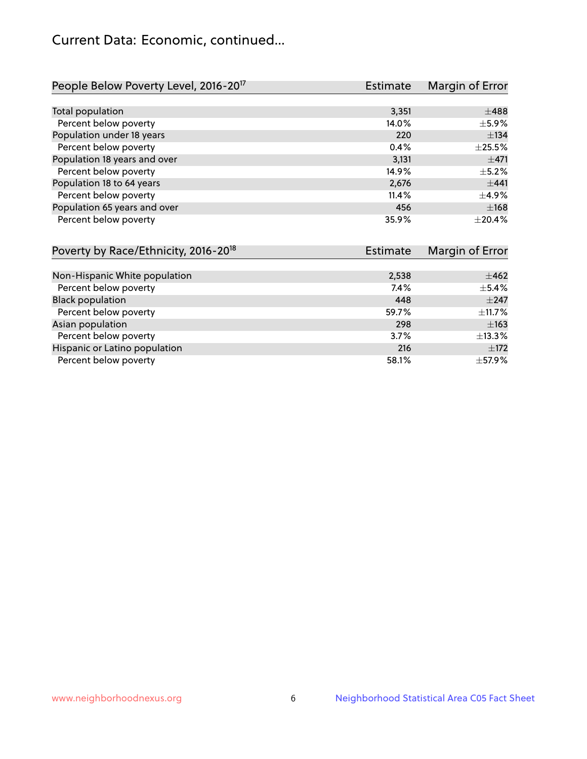# Current Data: Economic, continued...

| People Below Poverty Level, 2016-20[17] | Estimate | Margin of Error |
|---|---|---|
| Total population | 3,351 | ±488 |
| Percent below poverty | 14.0% | ±5.9% |
| Population under 18 years | 220 | ±134 |
| Percent below poverty | 0.4% | ±25.5% |
| Population 18 years and over | 3,131 | ±471 |
| Percent below poverty | 14.9% | ±5.2% |
| Population 18 to 64 years | 2,676 | ±441 |
| Percent below poverty | 11.4% | ±4.9% |
| Population 65 years and over | 456 | ±168 |
| Percent below poverty | 35.9% | ±20.4% |

| Poverty by Race/Ethnicity, 2016-20[18] | Estimate | Margin of Error |
|---|---|---|
| Non-Hispanic White population | 2,538 | ±462 |
| Percent below poverty | 7.4% | ±5.4% |
| Black population | 448 | ±247 |
| Percent below poverty | 59.7% | ±11.7% |
| Asian population | 298 | ±163 |
| Percent below poverty | 3.7% | ±13.3% |
| Hispanic or Latino population | 216 | ±172 |
| Percent below poverty | 58.1% | ±57.9% |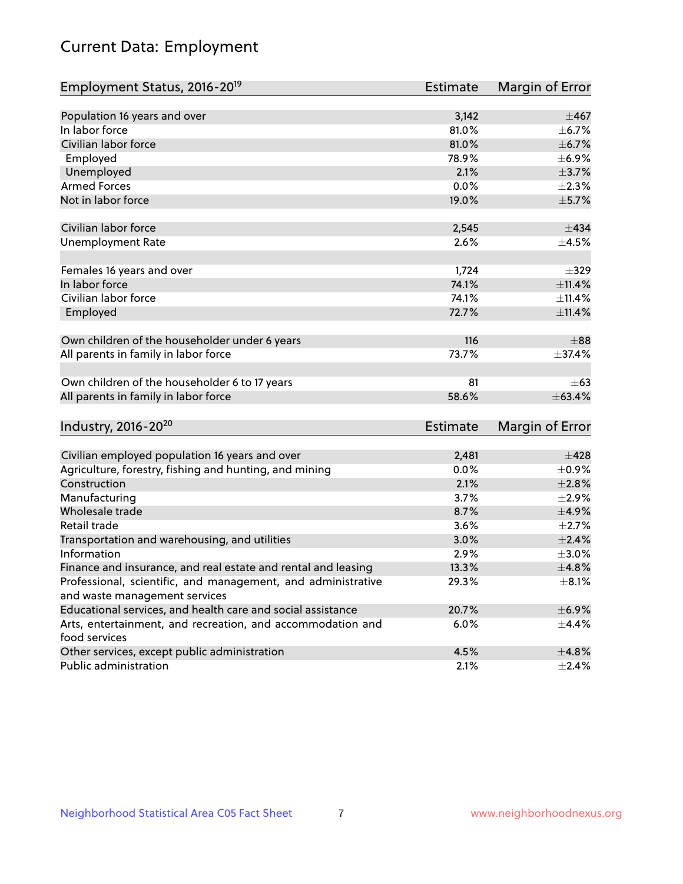# Current Data: Employment

| Employment Status, 2016-20[19] | Estimate | Margin of Error |
|---|---|---|
| Population 16 years and over | 3,142 | ±467 |
| In labor force | 81.0% | ±6.7% |
| Civilian labor force | 81.0% | ±6.7% |
| Employed | 78.9% | ±6.9% |
| Unemployed | 2.1% | ±3.7% |
| Armed Forces | 0.0% | ±2.3% |
| Not in labor force | 19.0% | ±5.7% |
| | | |
| Civilian labor force | 2,545 | ±434 |
| Unemployment Rate | 2.6% | ±4.5% |
| | | |
| Females 16 years and over | 1,724 | ±329 |
| In labor force | 74.1% | ±11.4% |
| Civilian labor force | 74.1% | ±11.4% |
| Employed | 72.7% | ±11.4% |
| | | |
| Own children of the householder under 6 years | 116 | ±88 |
| All parents in family in labor force | 73.7% | ±37.4% |
| | | |
| Own children of the householder 6 to 17 years | 81 | ±63 |
| All parents in family in labor force | 58.6% | ±63.4% |

| Industry, 2016-20[20] | Estimate | Margin of Error |
|---|---|---|
| Civilian employed population 16 years and over | 2,481 | ±428 |
| Agriculture, forestry, fishing and hunting, and mining | 0.0% | ±0.9% |
| Construction | 2.1% | ±2.8% |
| Manufacturing | 3.7% | ±2.9% |
| Wholesale trade | 8.7% | ±4.9% |
| Retail trade | 3.6% | ±2.7% |
| Transportation and warehousing, and utilities | 3.0% | ±2.4% |
| Information | 2.9% | ±3.0% |
| Finance and insurance, and real estate and rental and leasing | 13.3% | ±4.8% |
| Professional, scientific, and management, and administrative and waste management services | 29.3% | ±8.1% |
| Educational services, and health care and social assistance | 20.7% | ±6.9% |
| Arts, entertainment, and recreation, and accommodation and food services | 6.0% | ±4.4% |
| Other services, except public administration | 4.5% | ±4.8% |
| Public administration | 2.1% | ±2.4% |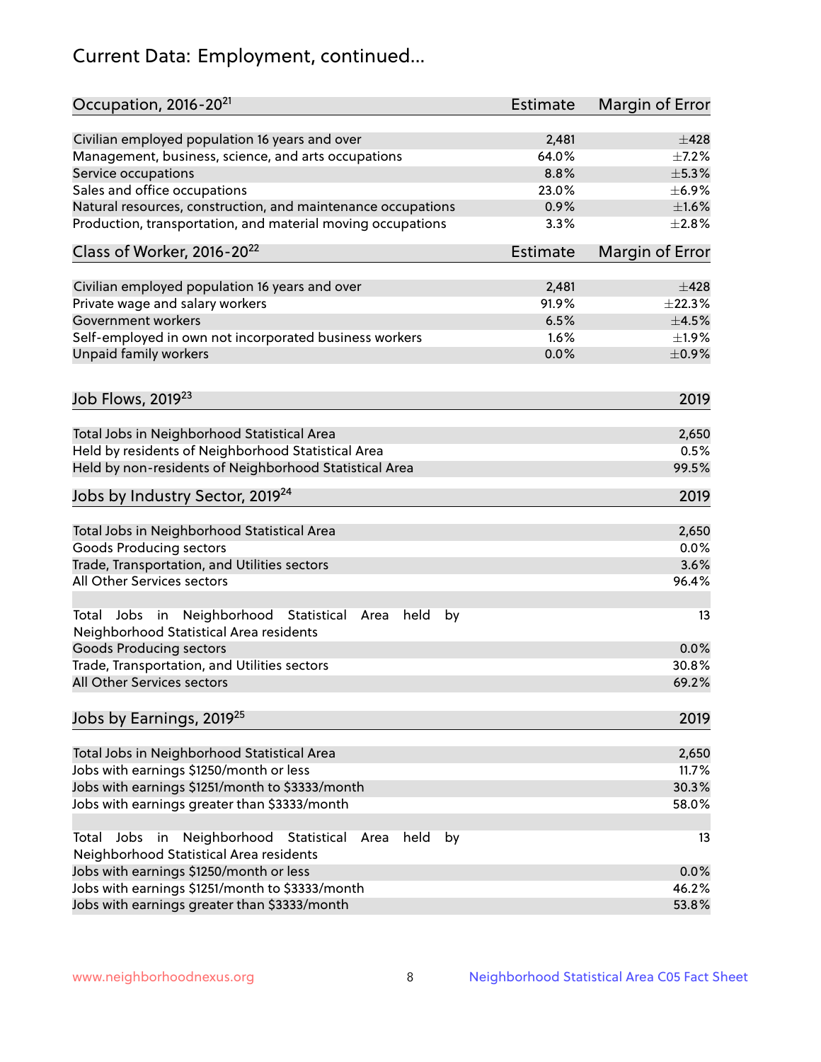# Current Data: Employment, continued...

| Occupation, 2016-20[21] | Estimate | Margin of Error |
|---|---|---|
| Civilian employed population 16 years and over | 2,481 | ±428 |
| Management, business, science, and arts occupations | 64.0% | ±7.2% |
| Service occupations | 8.8% | ±5.3% |
| Sales and office occupations | 23.0% | ±6.9% |
| Natural resources, construction, and maintenance occupations | 0.9% | ±1.6% |
| Production, transportation, and material moving occupations | 3.3% | ±2.8% |

| Class of Worker, 2016-20[22] | Estimate | Margin of Error |
|---|---|---|
| Civilian employed population 16 years and over | 2,481 | ±428 |
| Private wage and salary workers | 91.9% | ±22.3% |
| Government workers | 6.5% | ±4.5% |
| Self-employed in own not incorporated business workers | 1.6% | ±1.9% |
| Unpaid family workers | 0.0% | ±0.9% |

| Job Flows, 2019[23] | 2019 |
|---|---|
| Total Jobs in Neighborhood Statistical Area | 2,650 |
| Held by residents of Neighborhood Statistical Area | 0.5% |
| Held by non-residents of Neighborhood Statistical Area | 99.5% |

| Jobs by Industry Sector, 2019[24] | 2019 |
|---|---|
| Total Jobs in Neighborhood Statistical Area | 2,650 |
| Goods Producing sectors | 0.0% |
| Trade, Transportation, and Utilities sectors | 3.6% |
| All Other Services sectors | 96.4% |
| Total Jobs in Neighborhood Statistical Area held by Neighborhood Statistical Area residents | 13 |
| Goods Producing sectors | 0.0% |
| Trade, Transportation, and Utilities sectors | 30.8% |
| All Other Services sectors | 69.2% |

| Jobs by Earnings, 2019[25] | 2019 |
|---|---|
| Total Jobs in Neighborhood Statistical Area | 2,650 |
| Jobs with earnings $1250/month or less | 11.7% |
| Jobs with earnings $1251/month to $3333/month | 30.3% |
| Jobs with earnings greater than $3333/month | 58.0% |
| Total Jobs in Neighborhood Statistical Area held by Neighborhood Statistical Area residents | 13 |
| Jobs with earnings $1250/month or less | 0.0% |
| Jobs with earnings $1251/month to $3333/month | 46.2% |
| Jobs with earnings greater than $3333/month | 53.8% |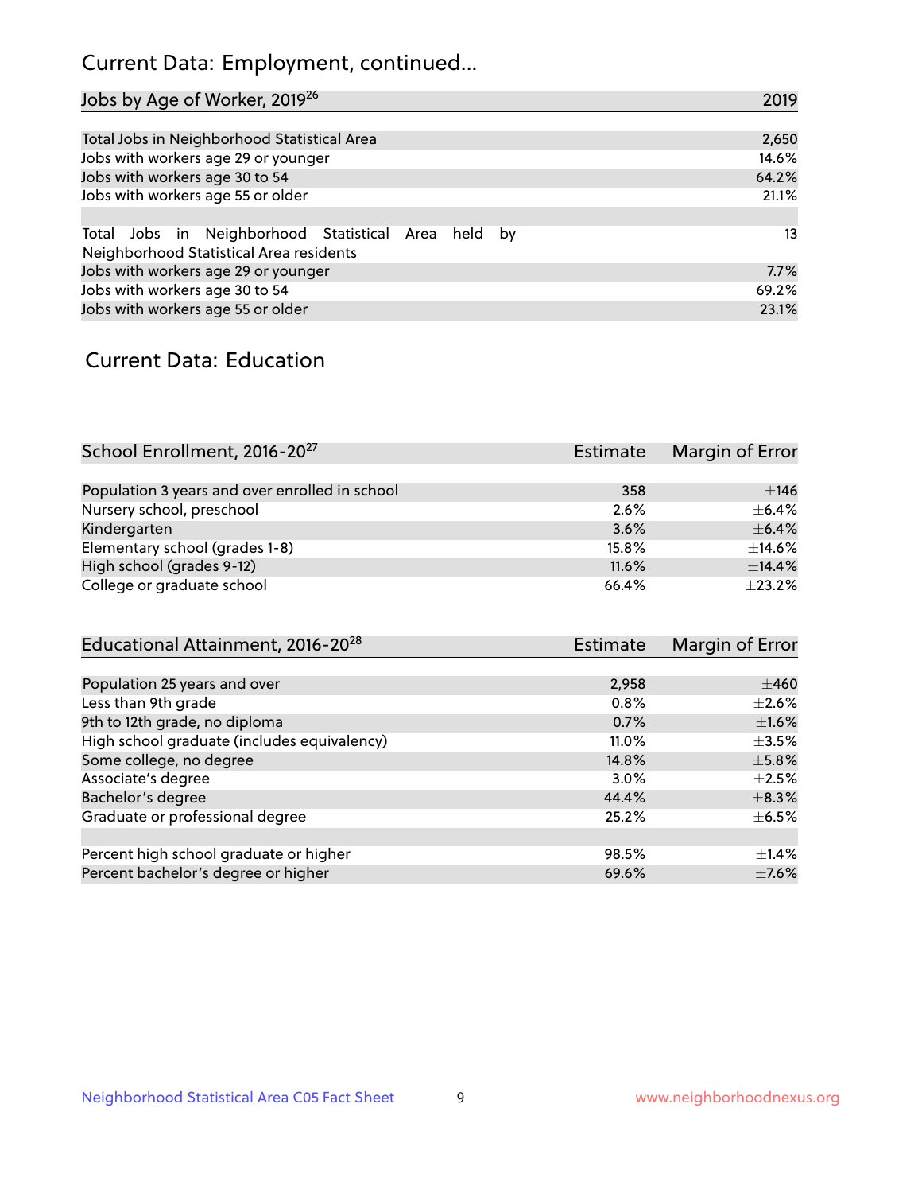## Current Data: Employment, continued...

| Jobs by Age of Worker, 2019[26] | 2019 |
|---|---|
| Total Jobs in Neighborhood Statistical Area | 2,650 |
| Jobs with workers age 29 or younger | 14.6% |
| Jobs with workers age 30 to 54 | 64.2% |
| Jobs with workers age 55 or older | 21.1% |
| | |
| Total Jobs in Neighborhood Statistical Area held by Neighborhood Statistical Area residents | 13 |
| Jobs with workers age 29 or younger | 7.7% |
| Jobs with workers age 30 to 54 | 69.2% |
| Jobs with workers age 55 or older | 23.1% |

## Current Data: Education

| School Enrollment, 2016-20[27] | Estimate | Margin of Error |
|---|---|---|
| Population 3 years and over enrolled in school | 358 | ±146 |
| Nursery school, preschool | 2.6% | ±6.4% |
| Kindergarten | 3.6% | ±6.4% |
| Elementary school (grades 1-8) | 15.8% | ±14.6% |
| High school (grades 9-12) | 11.6% | ±14.4% |
| College or graduate school | 66.4% | ±23.2% |

| Educational Attainment, 2016-20[28] | Estimate | Margin of Error |
|---|---|---|
| Population 25 years and over | 2,958 | ±460 |
| Less than 9th grade | 0.8% | ±2.6% |
| 9th to 12th grade, no diploma | 0.7% | ±1.6% |
| High school graduate (includes equivalency) | 11.0% | ±3.5% |
| Some college, no degree | 14.8% | ±5.8% |
| Associate's degree | 3.0% | ±2.5% |
| Bachelor's degree | 44.4% | ±8.3% |
| Graduate or professional degree | 25.2% | ±6.5% |
| | | |
| Percent high school graduate or higher | 98.5% | ±1.4% |
| Percent bachelor's degree or higher | 69.6% | ±7.6% |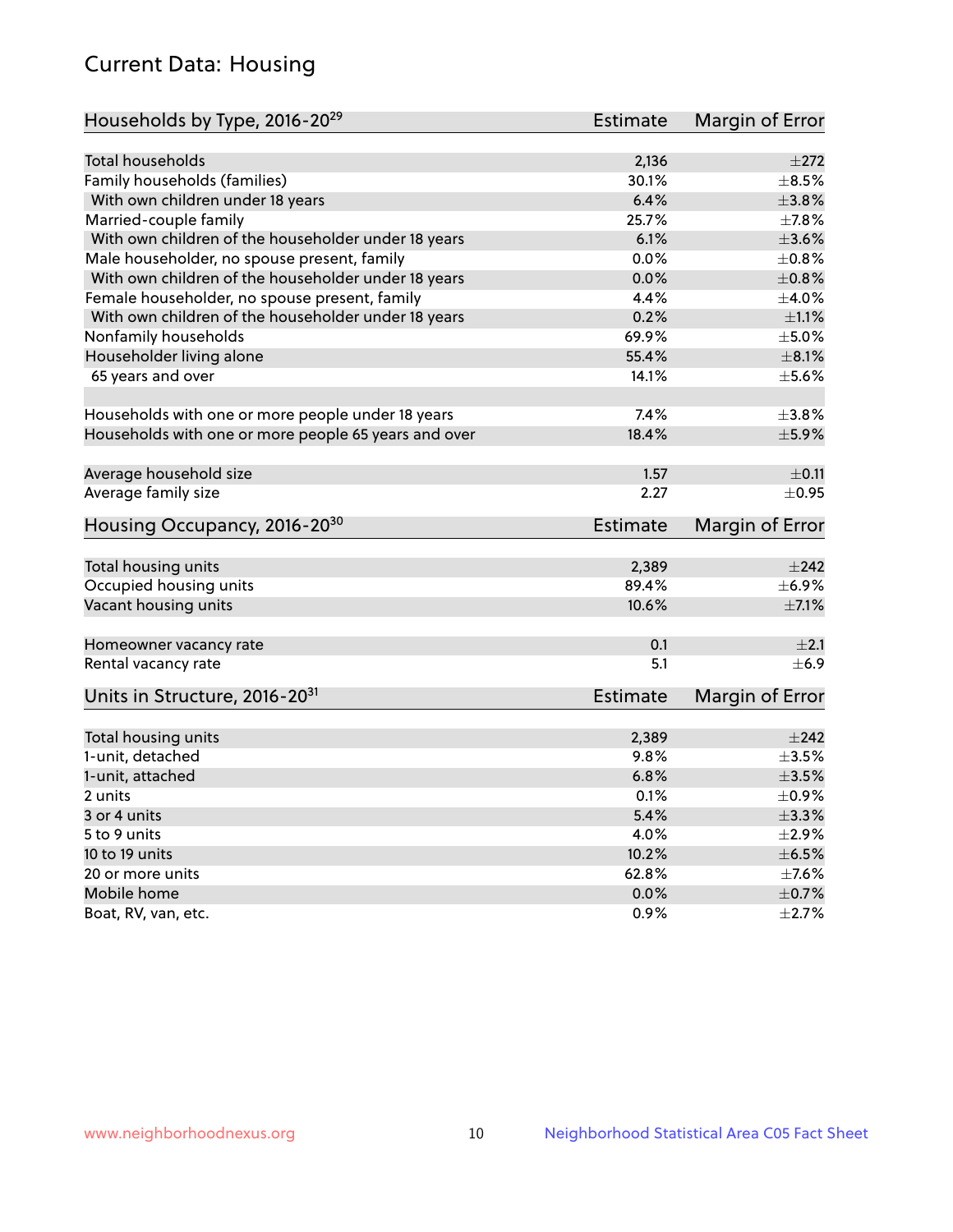## Current Data: Housing

| Households by Type, 2016-20[29] | Estimate | Margin of Error |
|---|---|---|
| Total households | 2,136 | ±272 |
| Family households (families) | 30.1% | ±8.5% |
| With own children under 18 years | 6.4% | ±3.8% |
| Married-couple family | 25.7% | ±7.8% |
| With own children of the householder under 18 years | 6.1% | ±3.6% |
| Male householder, no spouse present, family | 0.0% | ±0.8% |
| With own children of the householder under 18 years | 0.0% | ±0.8% |
| Female householder, no spouse present, family | 4.4% | ±4.0% |
| With own children of the householder under 18 years | 0.2% | ±1.1% |
| Nonfamily households | 69.9% | ±5.0% |
| Householder living alone | 55.4% | ±8.1% |
| 65 years and over | 14.1% | ±5.6% |
| Households with one or more people under 18 years | 7.4% | ±3.8% |
| Households with one or more people 65 years and over | 18.4% | ±5.9% |
| Average household size | 1.57 | ±0.11 |
| Average family size | 2.27 | ±0.95 |

| Housing Occupancy, 2016-20[30] | Estimate | Margin of Error |
|---|---|---|
| Total housing units | 2,389 | ±242 |
| Occupied housing units | 89.4% | ±6.9% |
| Vacant housing units | 10.6% | ±7.1% |
| Homeowner vacancy rate | 0.1 | ±2.1 |
| Rental vacancy rate | 5.1 | ±6.9 |

| Units in Structure, 2016-20[31] | Estimate | Margin of Error |
|---|---|---|
| Total housing units | 2,389 | ±242 |
| 1-unit, detached | 9.8% | ±3.5% |
| 1-unit, attached | 6.8% | ±3.5% |
| 2 units | 0.1% | ±0.9% |
| 3 or 4 units | 5.4% | ±3.3% |
| 5 to 9 units | 4.0% | ±2.9% |
| 10 to 19 units | 10.2% | ±6.5% |
| 20 or more units | 62.8% | ±7.6% |
| Mobile home | 0.0% | ±0.7% |
| Boat, RV, van, etc. | 0.9% | ±2.7% |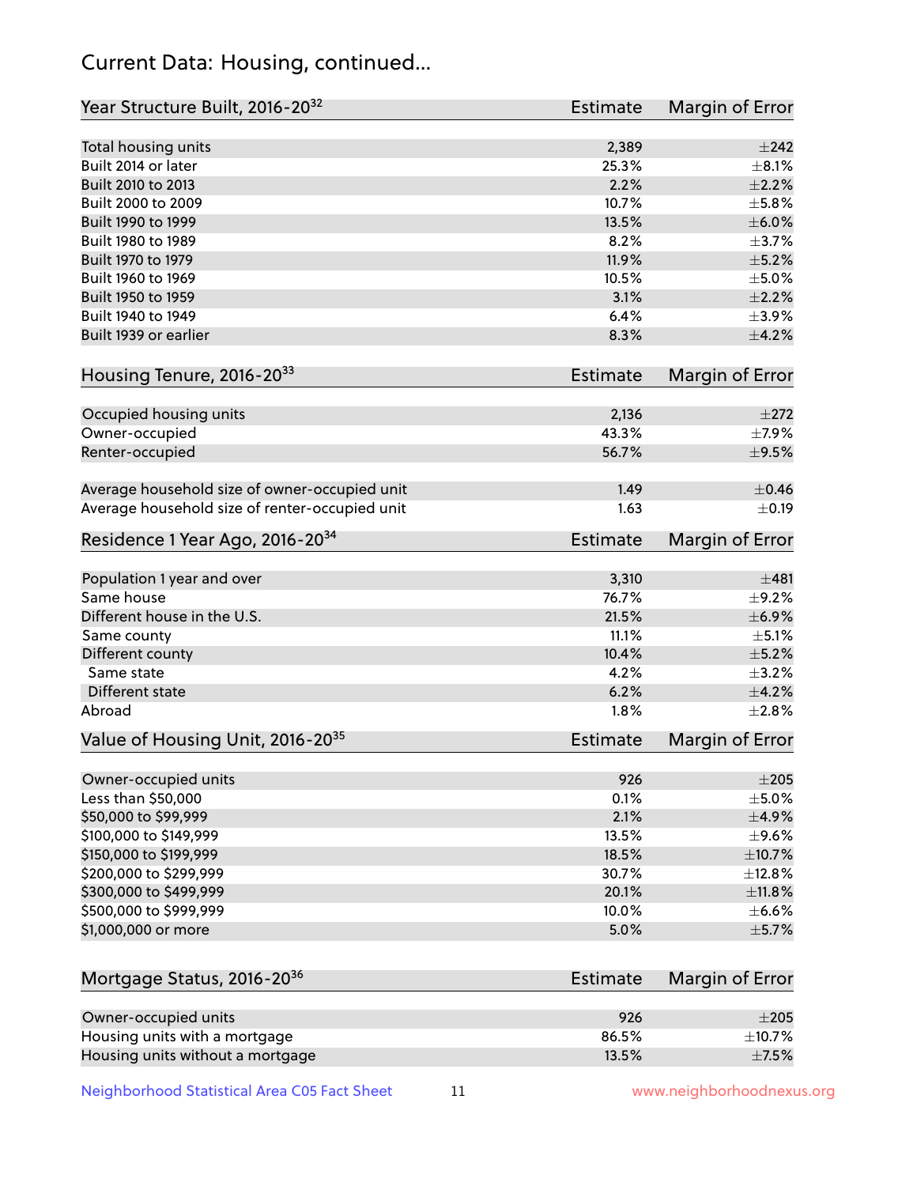# Current Data: Housing, continued...

| Year Structure Built, 2016-20[32] | Estimate | Margin of Error |
|---|---|---|
| Total housing units | 2,389 | ±242 |
| Built 2014 or later | 25.3% | ±8.1% |
| Built 2010 to 2013 | 2.2% | ±2.2% |
| Built 2000 to 2009 | 10.7% | ±5.8% |
| Built 1990 to 1999 | 13.5% | ±6.0% |
| Built 1980 to 1989 | 8.2% | ±3.7% |
| Built 1970 to 1979 | 11.9% | ±5.2% |
| Built 1960 to 1969 | 10.5% | ±5.0% |
| Built 1950 to 1959 | 3.1% | ±2.2% |
| Built 1940 to 1949 | 6.4% | ±3.9% |
| Built 1939 or earlier | 8.3% | ±4.2% |

| Housing Tenure, 2016-20[33] | Estimate | Margin of Error |
|---|---|---|
| Occupied housing units | 2,136 | ±272 |
| Owner-occupied | 43.3% | ±7.9% |
| Renter-occupied | 56.7% | ±9.5% |
| Average household size of owner-occupied unit | 1.49 | ±0.46 |
| Average household size of renter-occupied unit | 1.63 | ±0.19 |

| Residence 1 Year Ago, 2016-20[34] | Estimate | Margin of Error |
|---|---|---|
| Population 1 year and over | 3,310 | ±481 |
| Same house | 76.7% | ±9.2% |
| Different house in the U.S. | 21.5% | ±6.9% |
| Same county | 11.1% | ±5.1% |
| Different county | 10.4% | ±5.2% |
| Same state | 4.2% | ±3.2% |
| Different state | 6.2% | ±4.2% |
| Abroad | 1.8% | ±2.8% |

| Value of Housing Unit, 2016-20[35] | Estimate | Margin of Error |
|---|---|---|
| Owner-occupied units | 926 | ±205 |
| Less than $50,000 | 0.1% | ±5.0% |
| $50,000 to $99,999 | 2.1% | ±4.9% |
| $100,000 to $149,999 | 13.5% | ±9.6% |
| $150,000 to $199,999 | 18.5% | ±10.7% |
| $200,000 to $299,999 | 30.7% | ±12.8% |
| $300,000 to $499,999 | 20.1% | ±11.8% |
| $500,000 to $999,999 | 10.0% | ±6.6% |
| $1,000,000 or more | 5.0% | ±5.7% |

| Mortgage Status, 2016-20[36] | Estimate | Margin of Error |
|---|---|---|
| Owner-occupied units | 926 | ±205 |
| Housing units with a mortgage | 86.5% | ±10.7% |
| Housing units without a mortgage | 13.5% | ±7.5% |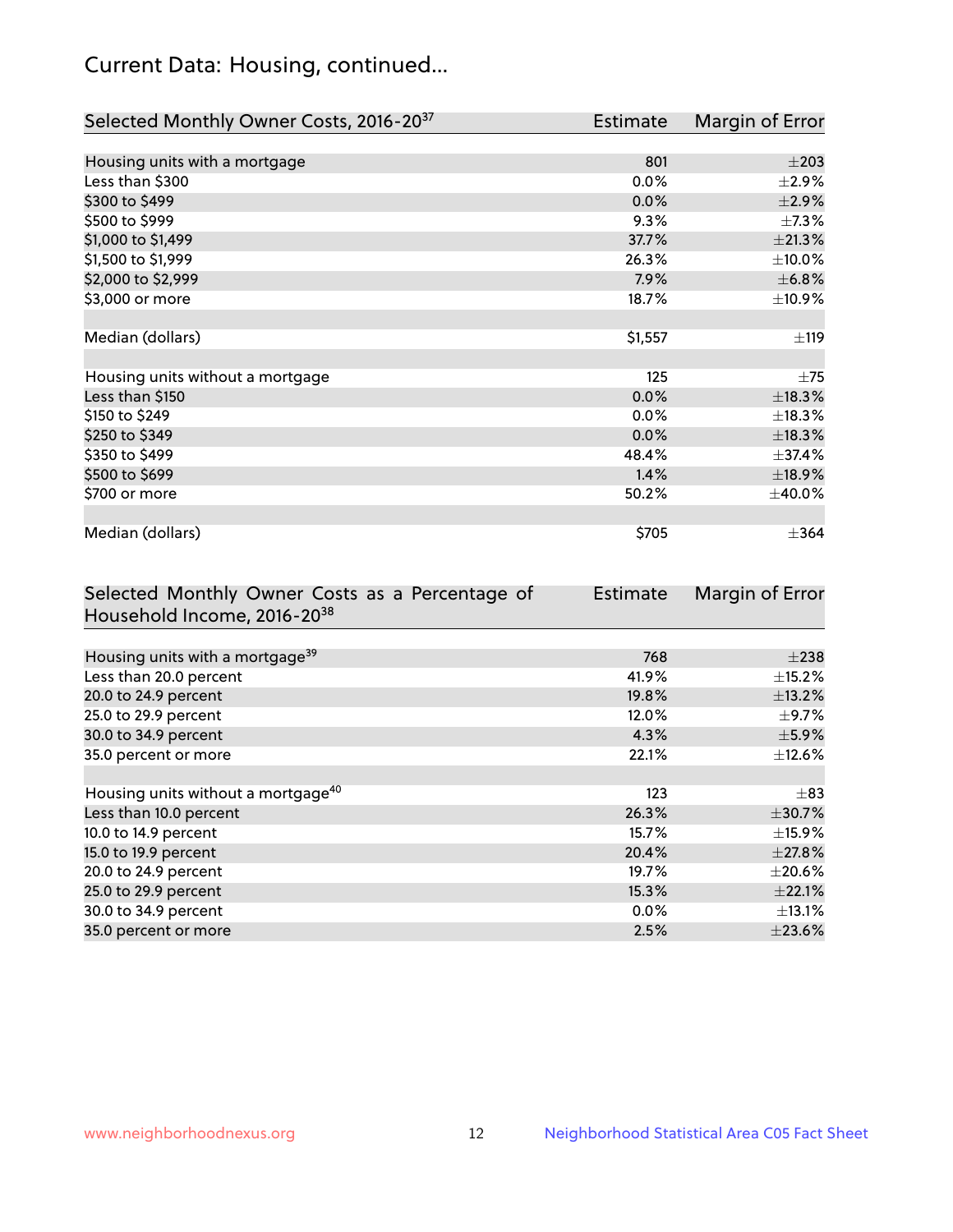## Current Data: Housing, continued...

| Selected Monthly Owner Costs, 2016-20[37] | Estimate | Margin of Error |
|---|---|---|
| Housing units with a mortgage | 801 | ±203 |
| Less than $300 | 0.0% | ±2.9% |
| $300 to $499 | 0.0% | ±2.9% |
| $500 to $999 | 9.3% | ±7.3% |
| $1,000 to $1,499 | 37.7% | ±21.3% |
| $1,500 to $1,999 | 26.3% | ±10.0% |
| $2,000 to $2,999 | 7.9% | ±6.8% |
| $3,000 or more | 18.7% | ±10.9% |
| | | |
| Median (dollars) | $1,557 | ±119 |
| | | |
| Housing units without a mortgage | 125 | ±75 |
| Less than $150 | 0.0% | ±18.3% |
| $150 to $249 | 0.0% | ±18.3% |
| $250 to $349 | 0.0% | ±18.3% |
| $350 to $499 | 48.4% | ±37.4% |
| $500 to $699 | 1.4% | ±18.9% |
| $700 or more | 50.2% | ±40.0% |
| | | |
| Median (dollars) | $705 | ±364 |

| Selected Monthly Owner Costs as a Percentage of Household Income, 2016-20[38] | Estimate | Margin of Error |
|---|---|---|
| Housing units with a mortgage[39] | 768 | ±238 |
| Less than 20.0 percent | 41.9% | ±15.2% |
| 20.0 to 24.9 percent | 19.8% | ±13.2% |
| 25.0 to 29.9 percent | 12.0% | ±9.7% |
| 30.0 to 34.9 percent | 4.3% | ±5.9% |
| 35.0 percent or more | 22.1% | ±12.6% |
| | | |
| Housing units without a mortgage[40] | 123 | ±83 |
| Less than 10.0 percent | 26.3% | ±30.7% |
| 10.0 to 14.9 percent | 15.7% | ±15.9% |
| 15.0 to 19.9 percent | 20.4% | ±27.8% |
| 20.0 to 24.9 percent | 19.7% | ±20.6% |
| 25.0 to 29.9 percent | 15.3% | ±22.1% |
| 30.0 to 34.9 percent | 0.0% | ±13.1% |
| 35.0 percent or more | 2.5% | ±23.6% |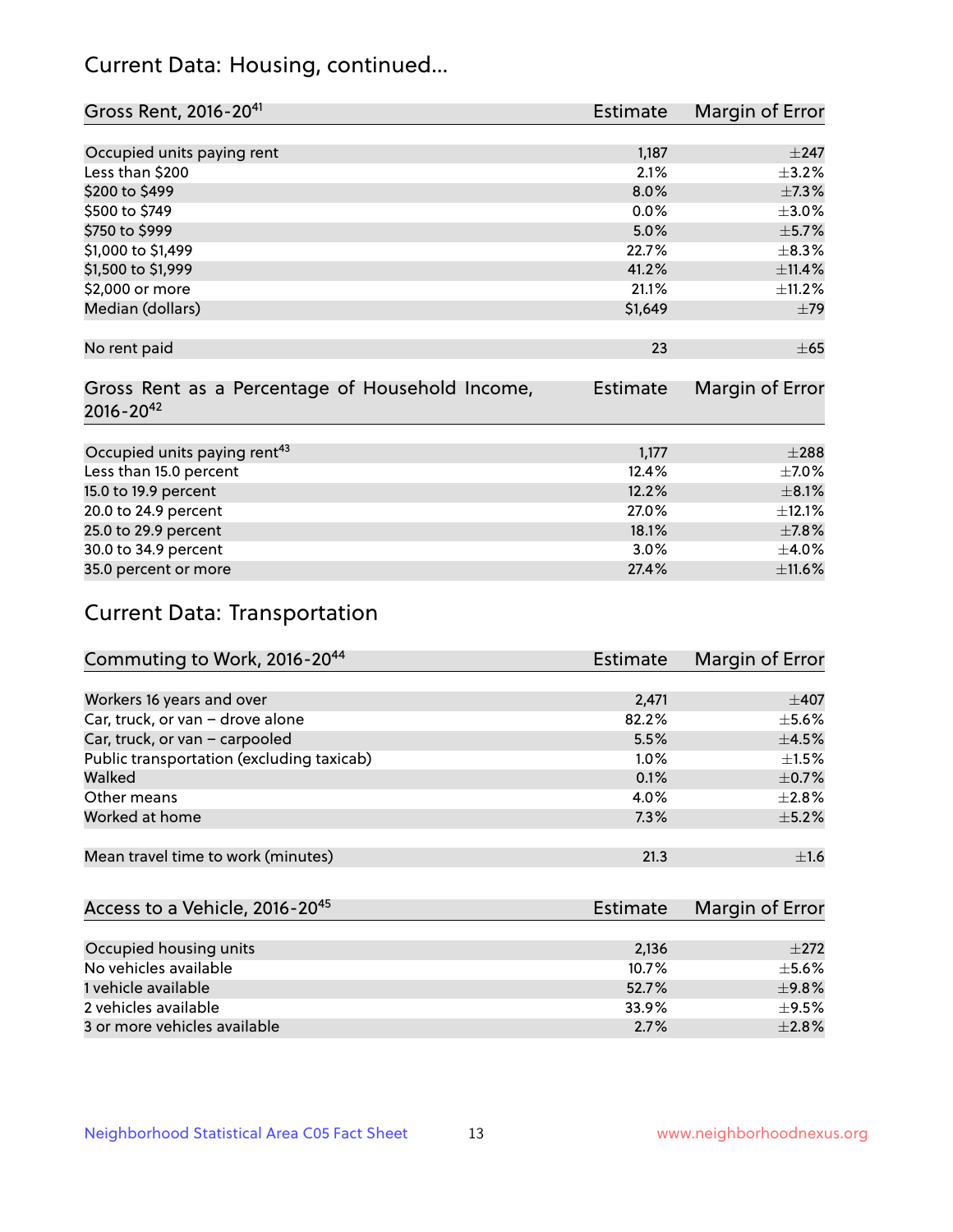## Current Data: Housing, continued...

| Gross Rent, 2016-20[41] | Estimate | Margin of Error |
|---|---|---|
| Occupied units paying rent | 1,187 | ±247 |
| Less than $200 | 2.1% | ±3.2% |
| $200 to $499 | 8.0% | ±7.3% |
| $500 to $749 | 0.0% | ±3.0% |
| $750 to $999 | 5.0% | ±5.7% |
| $1,000 to $1,499 | 22.7% | ±8.3% |
| $1,500 to $1,999 | 41.2% | ±11.4% |
| $2,000 or more | 21.1% | ±11.2% |
| Median (dollars) | $1,649 | ±79 |
| No rent paid | 23 | ±65 |

| Gross Rent as a Percentage of Household Income, 2016-20[42] | Estimate | Margin of Error |
|---|---|---|
| Occupied units paying rent[43] | 1,177 | ±288 |
| Less than 15.0 percent | 12.4% | ±7.0% |
| 15.0 to 19.9 percent | 12.2% | ±8.1% |
| 20.0 to 24.9 percent | 27.0% | ±12.1% |
| 25.0 to 29.9 percent | 18.1% | ±7.8% |
| 30.0 to 34.9 percent | 3.0% | ±4.0% |
| 35.0 percent or more | 27.4% | ±11.6% |

## Current Data: Transportation

| Commuting to Work, 2016-20[44] | Estimate | Margin of Error |
|---|---|---|
| Workers 16 years and over | 2,471 | ±407 |
| Car, truck, or van – drove alone | 82.2% | ±5.6% |
| Car, truck, or van – carpooled | 5.5% | ±4.5% |
| Public transportation (excluding taxicab) | 1.0% | ±1.5% |
| Walked | 0.1% | ±0.7% |
| Other means | 4.0% | ±2.8% |
| Worked at home | 7.3% | ±5.2% |
| Mean travel time to work (minutes) | 21.3 | ±1.6 |

| Access to a Vehicle, 2016-20[45] | Estimate | Margin of Error |
|---|---|---|
| Occupied housing units | 2,136 | ±272 |
| No vehicles available | 10.7% | ±5.6% |
| 1 vehicle available | 52.7% | ±9.8% |
| 2 vehicles available | 33.9% | ±9.5% |
| 3 or more vehicles available | 2.7% | ±2.8% |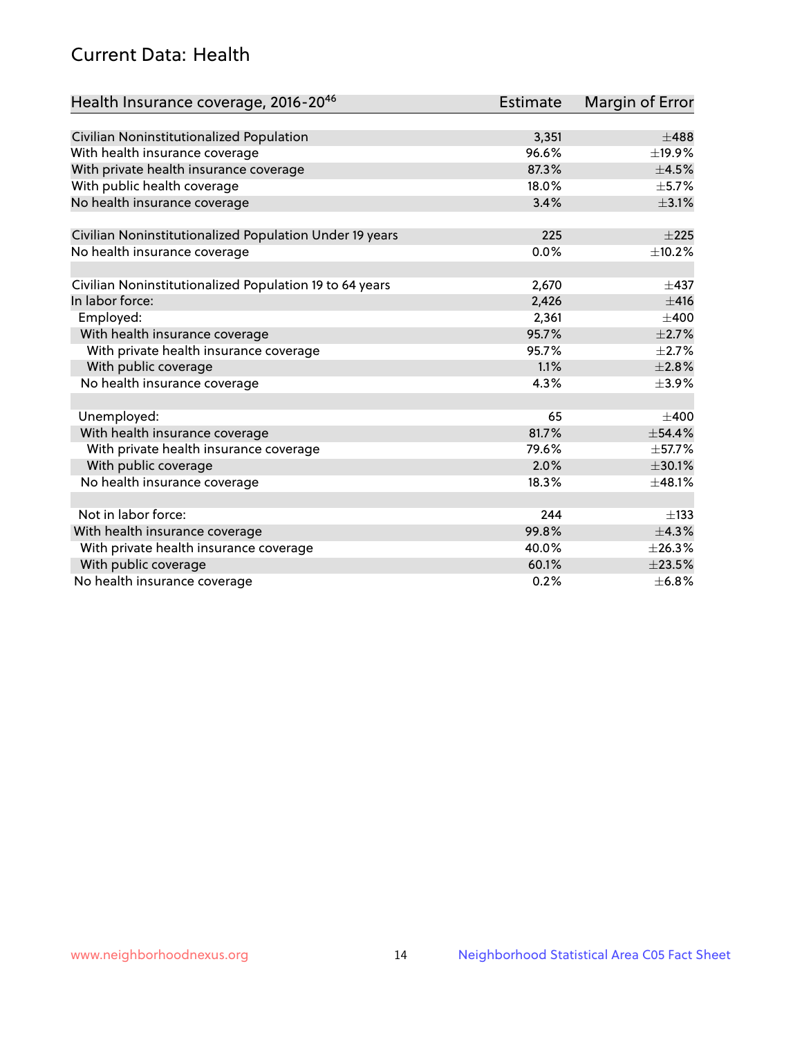## Current Data: Health

| Health Insurance coverage, 2016-20[46] | Estimate | Margin of Error |
|---|---|---|
| Civilian Noninstitutionalized Population | 3,351 | ±488 |
| With health insurance coverage | 96.6% | ±19.9% |
| With private health insurance coverage | 87.3% | ±4.5% |
| With public health coverage | 18.0% | ±5.7% |
| No health insurance coverage | 3.4% | ±3.1% |
| | | |
| Civilian Noninstitutionalized Population Under 19 years | 225 | ±225 |
| No health insurance coverage | 0.0% | ±10.2% |
| | | |
| Civilian Noninstitutionalized Population 19 to 64 years | 2,670 | ±437 |
| In labor force: | 2,426 | ±416 |
| Employed: | 2,361 | ±400 |
| With health insurance coverage | 95.7% | ±2.7% |
| With private health insurance coverage | 95.7% | ±2.7% |
| With public coverage | 1.1% | ±2.8% |
| No health insurance coverage | 4.3% | ±3.9% |
| | | |
| Unemployed: | 65 | ±400 |
| With health insurance coverage | 81.7% | ±54.4% |
| With private health insurance coverage | 79.6% | ±57.7% |
| With public coverage | 2.0% | ±30.1% |
| No health insurance coverage | 18.3% | ±48.1% |
| | | |
| Not in labor force: | 244 | ±133 |
| With health insurance coverage | 99.8% | ±4.3% |
| With private health insurance coverage | 40.0% | ±26.3% |
| With public coverage | 60.1% | ±23.5% |
| No health insurance coverage | 0.2% | ±6.8% |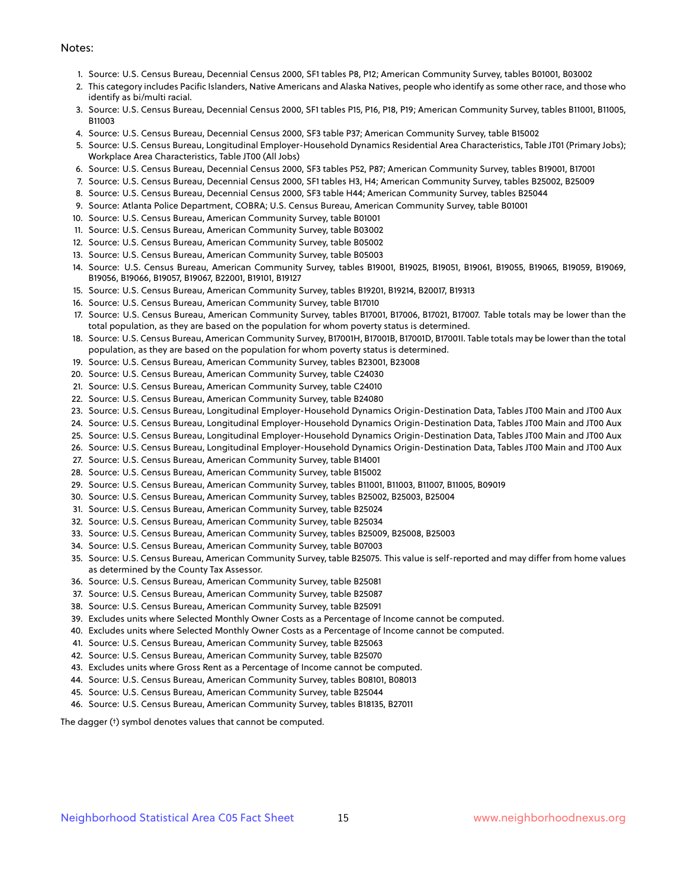Notes:

1. Source: U.S. Census Bureau, Decennial Census 2000, SF1 tables P8, P12; American Community Survey, tables B01001, B03002
2. This category includes Pacific Islanders, Native Americans and Alaska Natives, people who identify as some other race, and those who identify as bi/multi racial.
3. Source: U.S. Census Bureau, Decennial Census 2000, SF1 tables P15, P16, P18, P19; American Community Survey, tables B11001, B11005, B11003
4. Source: U.S. Census Bureau, Decennial Census 2000, SF3 table P37; American Community Survey, table B15002
5. Source: U.S. Census Bureau, Longitudinal Employer-Household Dynamics Residential Area Characteristics, Table JT01 (Primary Jobs); Workplace Area Characteristics, Table JT00 (All Jobs)
6. Source: U.S. Census Bureau, Decennial Census 2000, SF3 tables P52, P87; American Community Survey, tables B19001, B17001
7. Source: U.S. Census Bureau, Decennial Census 2000, SF1 tables H3, H4; American Community Survey, tables B25002, B25009
8. Source: U.S. Census Bureau, Decennial Census 2000, SF3 table H44; American Community Survey, tables B25044
9. Source: Atlanta Police Department, COBRA; U.S. Census Bureau, American Community Survey, table B01001
10. Source: U.S. Census Bureau, American Community Survey, table B01001
11. Source: U.S. Census Bureau, American Community Survey, table B03002
12. Source: U.S. Census Bureau, American Community Survey, table B05002
13. Source: U.S. Census Bureau, American Community Survey, table B05003
14. Source: U.S. Census Bureau, American Community Survey, tables B19001, B19025, B19051, B19061, B19055, B19065, B19059, B19069, B19056, B19066, B19057, B19067, B22001, B19101, B19127
15. Source: U.S. Census Bureau, American Community Survey, tables B19201, B19214, B20017, B19313
16. Source: U.S. Census Bureau, American Community Survey, table B17010
17. Source: U.S. Census Bureau, American Community Survey, tables B17001, B17006, B17021, B17007. Table totals may be lower than the total population, as they are based on the population for whom poverty status is determined.
18. Source: U.S. Census Bureau, American Community Survey, B17001H, B17001B, B17001D, B17001I. Table totals may be lower than the total population, as they are based on the population for whom poverty status is determined.
19. Source: U.S. Census Bureau, American Community Survey, tables B23001, B23008
20. Source: U.S. Census Bureau, American Community Survey, table C24030
21. Source: U.S. Census Bureau, American Community Survey, table C24010
22. Source: U.S. Census Bureau, American Community Survey, table B24080
23. Source: U.S. Census Bureau, Longitudinal Employer-Household Dynamics Origin-Destination Data, Tables JT00 Main and JT00 Aux
24. Source: U.S. Census Bureau, Longitudinal Employer-Household Dynamics Origin-Destination Data, Tables JT00 Main and JT00 Aux
25. Source: U.S. Census Bureau, Longitudinal Employer-Household Dynamics Origin-Destination Data, Tables JT00 Main and JT00 Aux
26. Source: U.S. Census Bureau, Longitudinal Employer-Household Dynamics Origin-Destination Data, Tables JT00 Main and JT00 Aux
27. Source: U.S. Census Bureau, American Community Survey, table B14001
28. Source: U.S. Census Bureau, American Community Survey, table B15002
29. Source: U.S. Census Bureau, American Community Survey, tables B11001, B11003, B11007, B11005, B09019
30. Source: U.S. Census Bureau, American Community Survey, tables B25002, B25003, B25004
31. Source: U.S. Census Bureau, American Community Survey, table B25024
32. Source: U.S. Census Bureau, American Community Survey, table B25034
33. Source: U.S. Census Bureau, American Community Survey, tables B25009, B25008, B25003
34. Source: U.S. Census Bureau, American Community Survey, table B07003
35. Source: U.S. Census Bureau, American Community Survey, table B25075. This value is self-reported and may differ from home values as determined by the County Tax Assessor.
36. Source: U.S. Census Bureau, American Community Survey, table B25081
37. Source: U.S. Census Bureau, American Community Survey, table B25087
38. Source: U.S. Census Bureau, American Community Survey, table B25091
39. Excludes units where Selected Monthly Owner Costs as a Percentage of Income cannot be computed.
40. Excludes units where Selected Monthly Owner Costs as a Percentage of Income cannot be computed.
41. Source: U.S. Census Bureau, American Community Survey, table B25063
42. Source: U.S. Census Bureau, American Community Survey, table B25070
43. Excludes units where Gross Rent as a Percentage of Income cannot be computed.
44. Source: U.S. Census Bureau, American Community Survey, tables B08101, B08013
45. Source: U.S. Census Bureau, American Community Survey, table B25044
46. Source: U.S. Census Bureau, American Community Survey, tables B18135, B27011

The dagger (†) symbol denotes values that cannot be computed.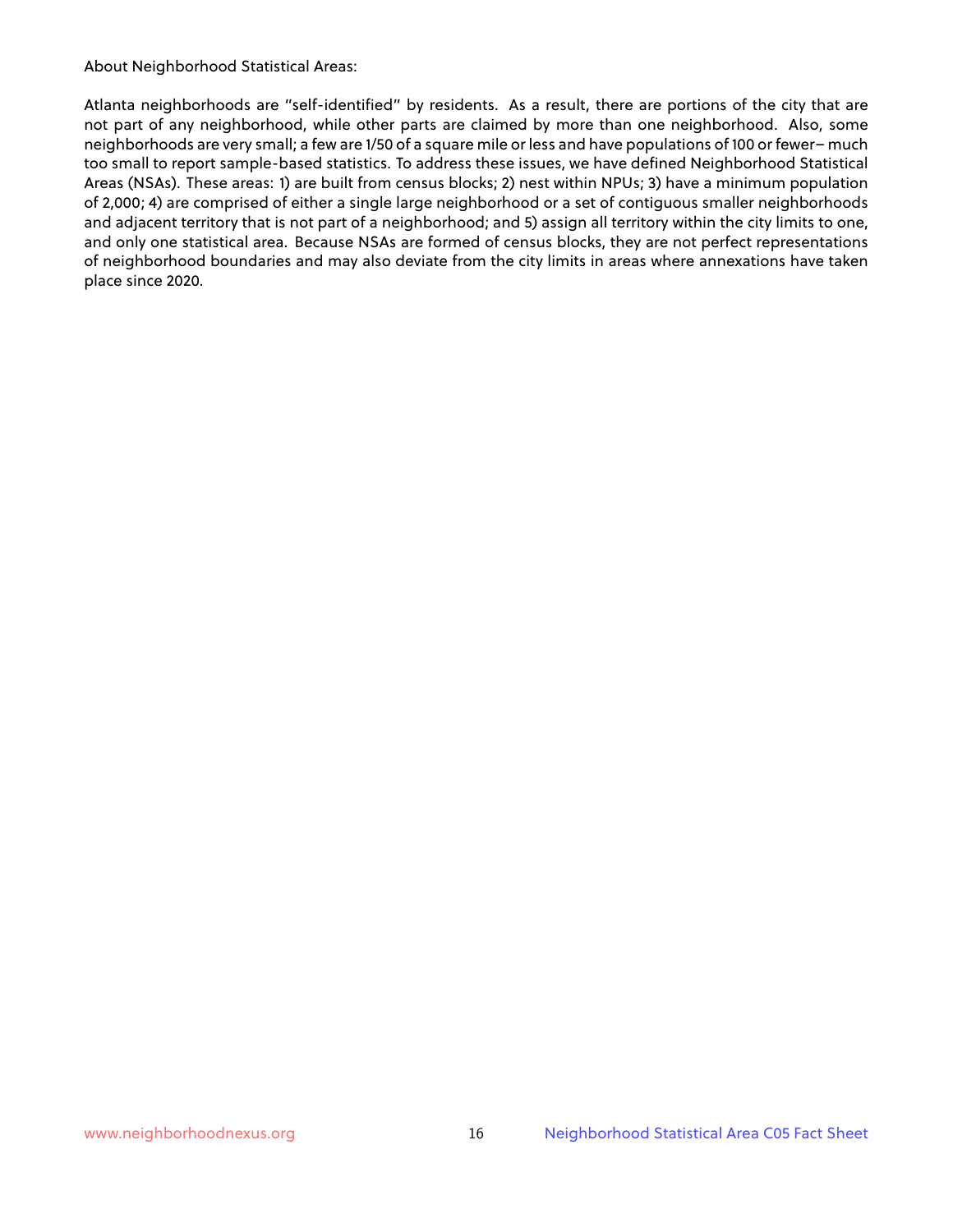About Neighborhood Statistical Areas:

Atlanta neighborhoods are "self-identified" by residents. As a result, there are portions of the city that are not part of any neighborhood, while other parts are claimed by more than one neighborhood. Also, some neighborhoods are very small; a few are 1/50 of a square mile or less and have populations of 100 or fewer– much too small to report sample-based statistics. To address these issues, we have defined Neighborhood Statistical Areas (NSAs). These areas: 1) are built from census blocks; 2) nest within NPUs; 3) have a minimum population of 2,000; 4) are comprised of either a single large neighborhood or a set of contiguous smaller neighborhoods and adjacent territory that is not part of a neighborhood; and 5) assign all territory within the city limits to one, and only one statistical area. Because NSAs are formed of census blocks, they are not perfect representations of neighborhood boundaries and may also deviate from the city limits in areas where annexations have taken place since 2020.